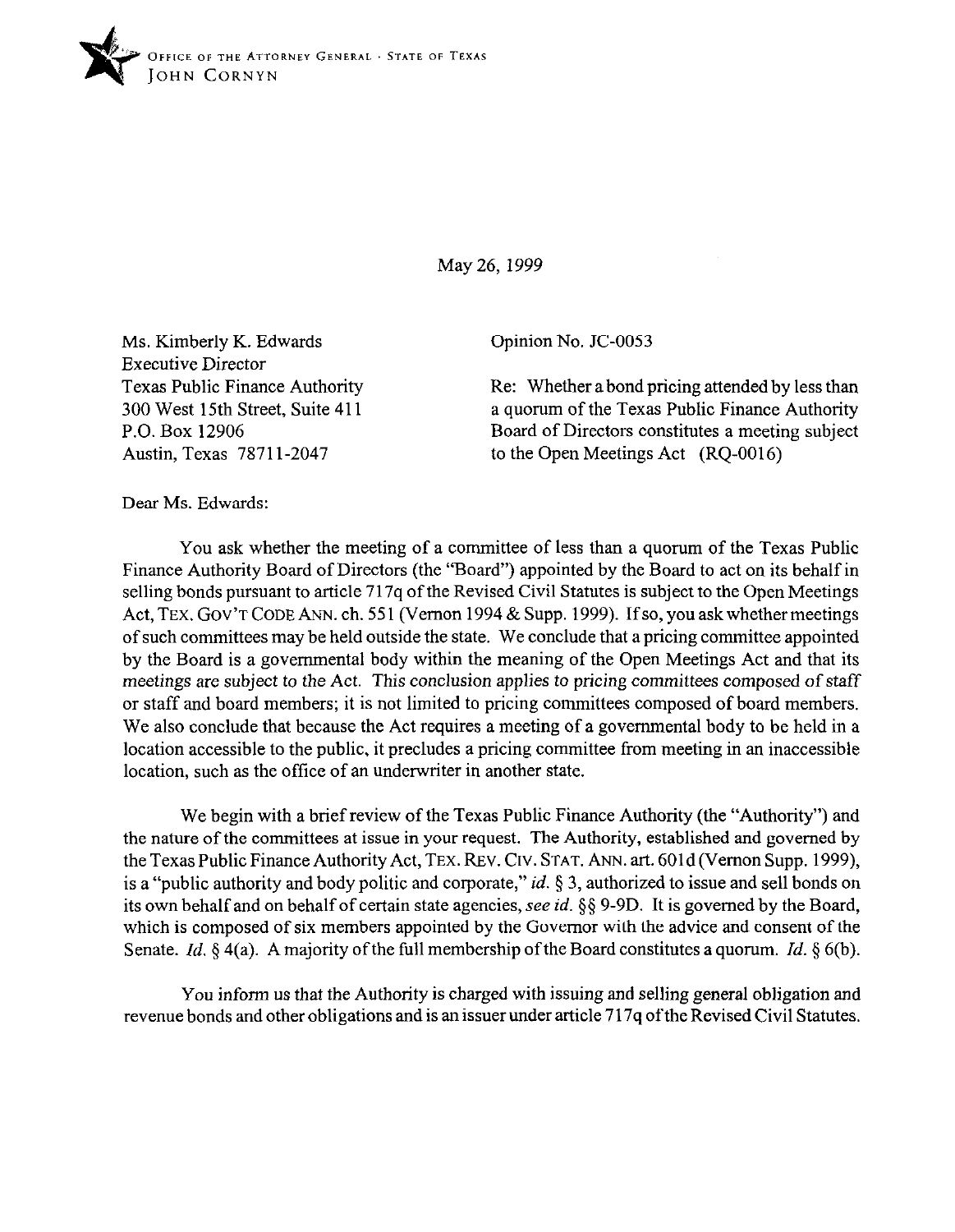OFFICE OF THE ATTORNEY GENERAL · STATE OF TEXAS
JOHN CORNYN

May 26, 1999

Ms. Kimberly K. Edwards
Executive Director
Texas Public Finance Authority
300 West 15th Street, Suite 411
P.O. Box 12906
Austin, Texas 78711-2047

Opinion No. JC-0053

Re: Whether a bond pricing attended by less than a quorum of the Texas Public Finance Authority Board of Directors constitutes a meeting subject to the Open Meetings Act (RQ-0016)

Dear Ms. Edwards:

You ask whether the meeting of a committee of less than a quorum of the Texas Public Finance Authority Board of Directors (the "Board") appointed by the Board to act on its behalf in selling bonds pursuant to article 717q of the Revised Civil Statutes is subject to the Open Meetings Act, TEX. GOV'T CODE ANN. ch. 551 (Vernon 1994 & Supp. 1999). If so, you ask whether meetings of such committees may be held outside the state. We conclude that a pricing committee appointed by the Board is a governmental body within the meaning of the Open Meetings Act and that its meetings are subject to the Act. This conclusion applies to pricing committees composed of staff or staff and board members; it is not limited to pricing committees composed of board members. We also conclude that because the Act requires a meeting of a governmental body to be held in a location accessible to the public, it precludes a pricing committee from meeting in an inaccessible location, such as the office of an underwriter in another state.

We begin with a brief review of the Texas Public Finance Authority (the "Authority") and the nature of the committees at issue in your request. The Authority, established and governed by the Texas Public Finance Authority Act, TEX. REV. CIV. STAT. ANN. art. 601d (Vernon Supp. 1999), is a "public authority and body politic and corporate," *id.* § 3, authorized to issue and sell bonds on its own behalf and on behalf of certain state agencies, *see id.* §§ 9-9D. It is governed by the Board, which is composed of six members appointed by the Governor with the advice and consent of the Senate. *Id.* § 4(a). A majority of the full membership of the Board constitutes a quorum. *Id.* § 6(b).

You inform us that the Authority is charged with issuing and selling general obligation and revenue bonds and other obligations and is an issuer under article 717q of the Revised Civil Statutes.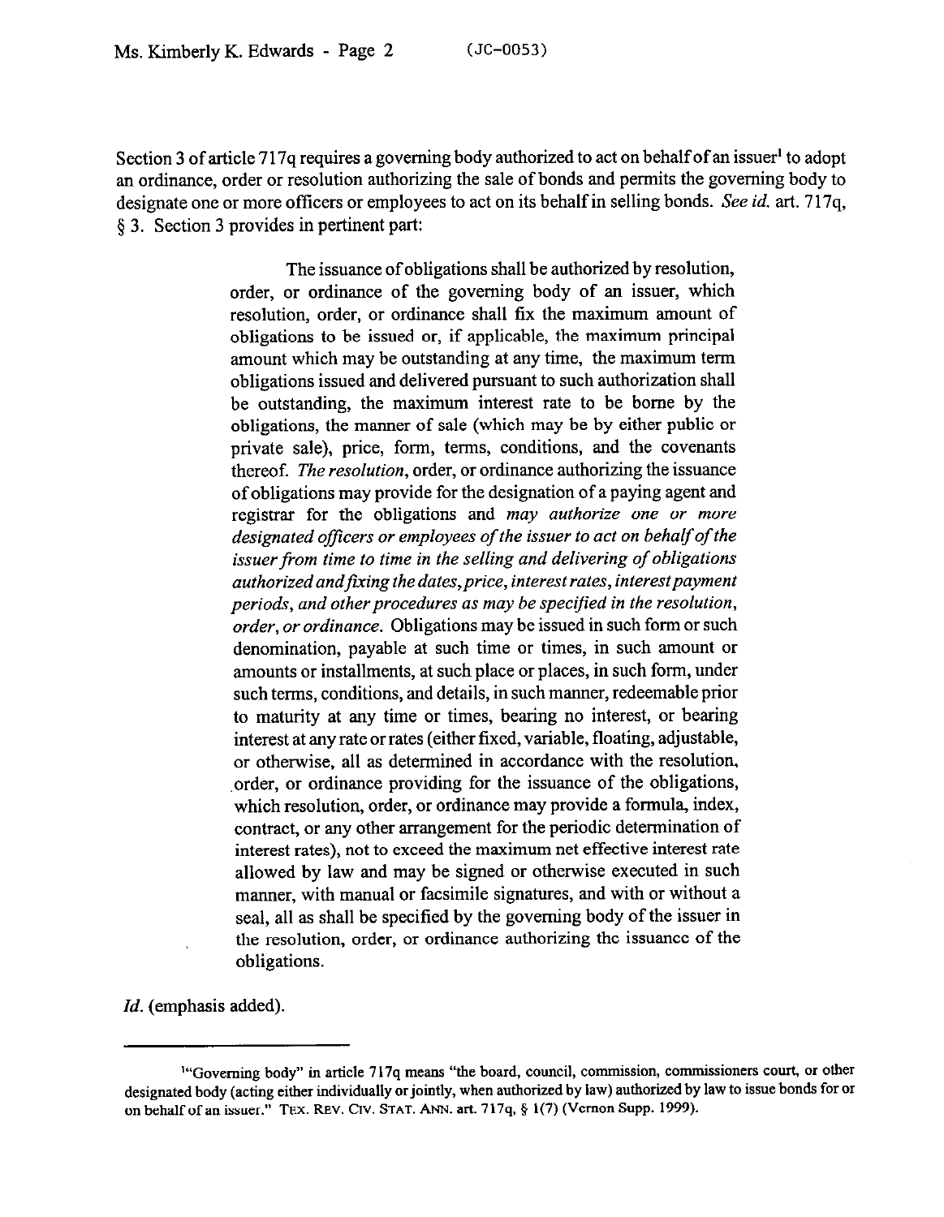Section 3 of article 717q requires a governing body authorized to act on behalf of an issuer[1] to adopt an ordinance, order or resolution authorizing the sale of bonds and permits the governing body to designate one or more officers or employees to act on its behalf in selling bonds. *See id.* art. 717q, § 3. Section 3 provides in pertinent part:

> The issuance of obligations shall be authorized by resolution, order, or ordinance of the governing body of an issuer, which resolution, order, or ordinance shall fix the maximum amount of obligations to be issued or, if applicable, the maximum principal amount which may be outstanding at any time, the maximum term obligations issued and delivered pursuant to such authorization shall be outstanding, the maximum interest rate to be borne by the obligations, the manner of sale (which may be by either public or private sale), price, form, terms, conditions, and the covenants thereof. *The resolution*, order, or ordinance authorizing the issuance of obligations may provide for the designation of a paying agent and registrar for the obligations and *may authorize one or more designated officers or employees of the issuer to act on behalf of the issuer from time to time in the selling and delivering of obligations authorized and fixing the dates, price, interest rates, interest payment periods, and other procedures as may be specified in the resolution, order, or ordinance.* Obligations may be issued in such form or such denomination, payable at such time or times, in such amount or amounts or installments, at such place or places, in such form, under such terms, conditions, and details, in such manner, redeemable prior to maturity at any time or times, bearing no interest, or bearing interest at any rate or rates (either fixed, variable, floating, adjustable, or otherwise, all as determined in accordance with the resolution, order, or ordinance providing for the issuance of the obligations, which resolution, order, or ordinance may provide a formula, index, contract, or any other arrangement for the periodic determination of interest rates), not to exceed the maximum net effective interest rate allowed by law and may be signed or otherwise executed in such manner, with manual or facsimile signatures, and with or without a seal, all as shall be specified by the governing body of the issuer in the resolution, order, or ordinance authorizing the issuance of the obligations.

*Id.* (emphasis added).

---

[1]"Governing body" in article 717q means "the board, council, commission, commissioners court, or other designated body (acting either individually or jointly, when authorized by law) authorized by law to issue bonds for or on behalf of an issuer." TEX. REV. CIV. STAT. ANN. art. 717q, § 1(7) (Vernon Supp. 1999).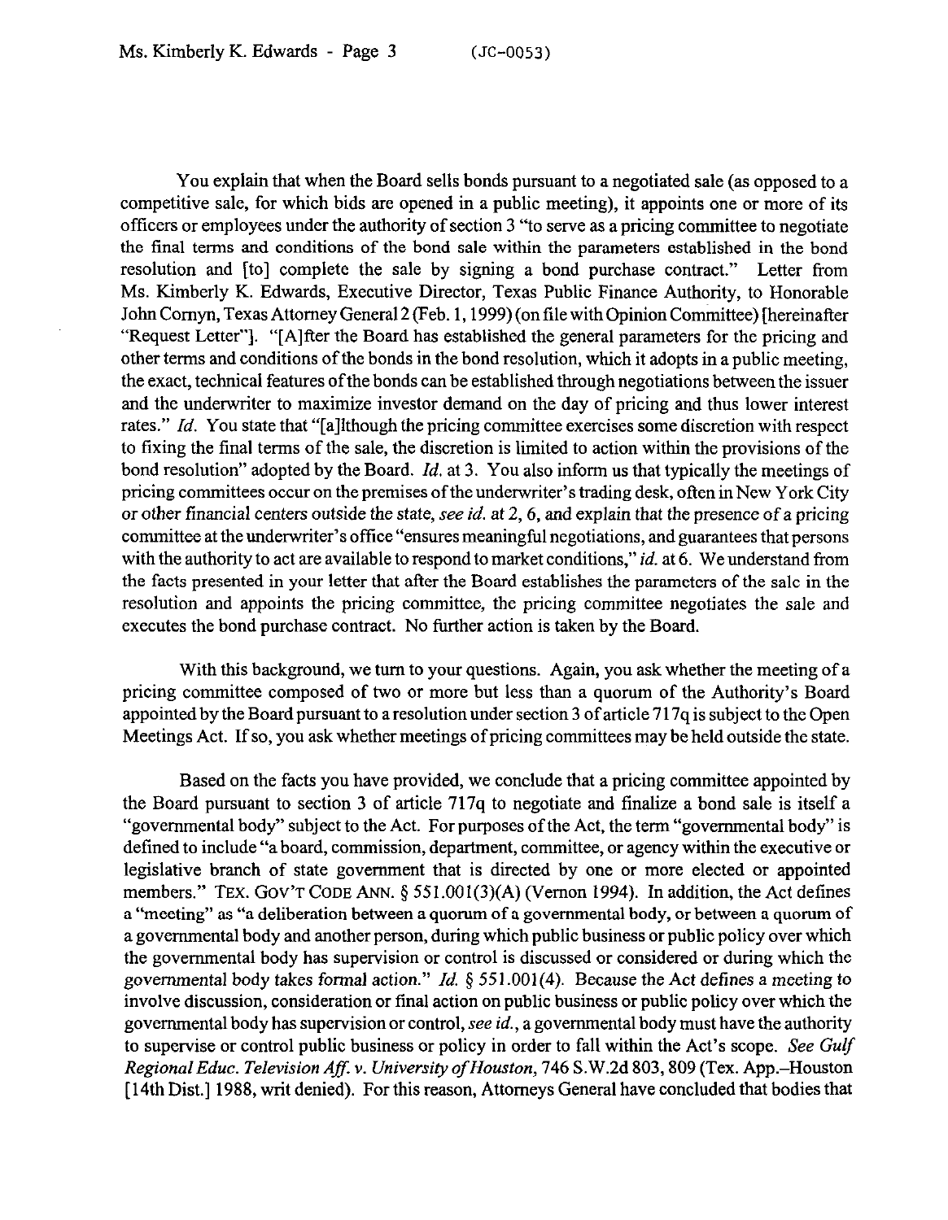You explain that when the Board sells bonds pursuant to a negotiated sale (as opposed to a competitive sale, for which bids are opened in a public meeting), it appoints one or more of its officers or employees under the authority of section 3 "to serve as a pricing committee to negotiate the final terms and conditions of the bond sale within the parameters established in the bond resolution and [to] complete the sale by signing a bond purchase contract." Letter from Ms. Kimberly K. Edwards, Executive Director, Texas Public Finance Authority, to Honorable John Cornyn, Texas Attorney General 2 (Feb. 1, 1999) (on file with Opinion Committee) [hereinafter "Request Letter"]. "[A]fter the Board has established the general parameters for the pricing and other terms and conditions of the bonds in the bond resolution, which it adopts in a public meeting, the exact, technical features of the bonds can be established through negotiations between the issuer and the underwriter to maximize investor demand on the day of pricing and thus lower interest rates." *Id.* You state that "[a]lthough the pricing committee exercises some discretion with respect to fixing the final terms of the sale, the discretion is limited to action within the provisions of the bond resolution" adopted by the Board. *Id.* at 3. You also inform us that typically the meetings of pricing committees occur on the premises of the underwriter's trading desk, often in New York City or other financial centers outside the state, *see id.* at 2, 6, and explain that the presence of a pricing committee at the underwriter's office "ensures meaningful negotiations, and guarantees that persons with the authority to act are available to respond to market conditions," *id.* at 6. We understand from the facts presented in your letter that after the Board establishes the parameters of the sale in the resolution and appoints the pricing committee, the pricing committee negotiates the sale and executes the bond purchase contract. No further action is taken by the Board.

With this background, we turn to your questions. Again, you ask whether the meeting of a pricing committee composed of two or more but less than a quorum of the Authority's Board appointed by the Board pursuant to a resolution under section 3 of article 717q is subject to the Open Meetings Act. If so, you ask whether meetings of pricing committees may be held outside the state.

Based on the facts you have provided, we conclude that a pricing committee appointed by the Board pursuant to section 3 of article 717q to negotiate and finalize a bond sale is itself a "governmental body" subject to the Act. For purposes of the Act, the term "governmental body" is defined to include "a board, commission, department, committee, or agency within the executive or legislative branch of state government that is directed by one or more elected or appointed members." TEX. GOV'T CODE ANN. § 551.001(3)(A) (Vernon 1994). In addition, the Act defines a "meeting" as "a deliberation between a quorum of a governmental body, or between a quorum of a governmental body and another person, during which public business or public policy over which the governmental body has supervision or control is discussed or considered or during which the governmental body takes formal action." *Id.* § 551.001(4). Because the Act defines a *meeting* to involve discussion, consideration or final action on public business or public policy over which the governmental body has supervision or control, *see id.*, a governmental body must have the authority to supervise or control public business or policy in order to fall within the Act's scope. *See Gulf Regional Educ. Television Aff. v. University of Houston*, 746 S.W.2d 803, 809 (Tex. App.–Houston [14th Dist.] 1988, writ denied). For this reason, Attorneys General have concluded that bodies that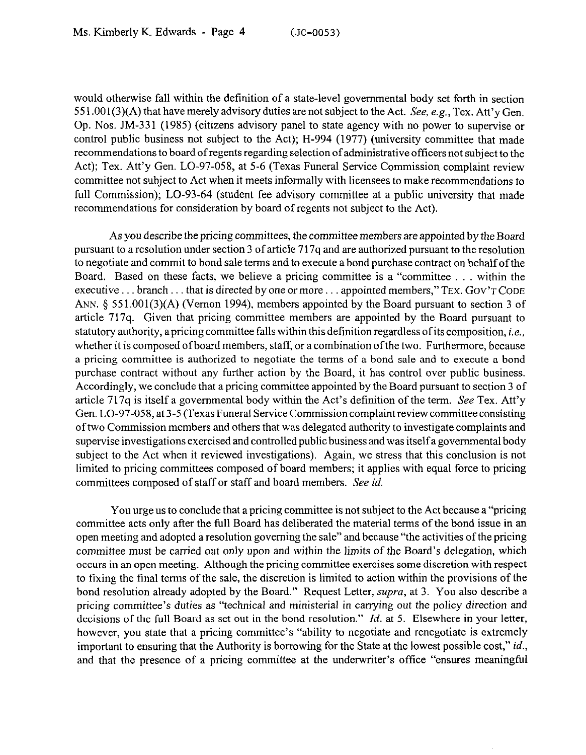would otherwise fall within the definition of a state-level governmental body set forth in section 551.001(3)(A) that have merely advisory duties are not subject to the Act. *See, e.g.*, Tex. Att'y Gen. Op. Nos. JM-331 (1985) (citizens advisory panel to state agency with no power to supervise or control public business not subject to the Act); H-994 (1977) (university committee that made recommendations to board of regents regarding selection of administrative officers not subject to the Act); Tex. Att'y Gen. LO-97-058, at 5-6 (Texas Funeral Service Commission complaint review committee not subject to Act when it meets informally with licensees to make recommendations to full Commission); LO-93-64 (student fee advisory committee at a public university that made recommendations for consideration by board of regents not subject to the Act).

As you describe the pricing committees, the committee members are appointed by the Board pursuant to a resolution under section 3 of article 717q and are authorized pursuant to the resolution to negotiate and commit to bond sale terms and to execute a bond purchase contract on behalf of the Board. Based on these facts, we believe a pricing committee is a "committee . . . within the executive . . . branch . . . that is directed by one or more . . . appointed members," TEX. GOV'T CODE ANN. § 551.001(3)(A) (Vernon 1994), members appointed by the Board pursuant to section 3 of article 717q. Given that pricing committee members are appointed by the Board pursuant to statutory authority, a pricing committee falls within this definition regardless of its composition, *i.e.*, whether it is composed of board members, staff, or a combination of the two. Furthermore, because a pricing committee is authorized to negotiate the terms of a bond sale and to execute a bond purchase contract without any further action by the Board, it has control over public business. Accordingly, we conclude that a pricing committee appointed by the Board pursuant to section 3 of article 717q is itself a governmental body within the Act's definition of the term. *See* Tex. Att'y Gen. LO-97-058, at 3-5 (Texas Funeral Service Commission complaint review committee consisting of two Commission members and others that was delegated authority to investigate complaints and supervise investigations exercised and controlled public business and was itself a governmental body subject to the Act when it reviewed investigations). Again, we stress that this conclusion is not limited to pricing committees composed of board members; it applies with equal force to pricing committees composed of staff or staff and board members. *See id.*

You urge us to conclude that a pricing committee is not subject to the Act because a "pricing committee acts only after the full Board has deliberated the material terms of the bond issue in an open meeting and adopted a resolution governing the sale" and because "the activities of the pricing committee must be carried out only upon and within the limits of the Board's delegation, which occurs in an open meeting. Although the pricing committee exercises some discretion with respect to fixing the final terms of the sale, the discretion is limited to action within the provisions of the bond resolution already adopted by the Board." Request Letter, *supra*, at 3. You also describe a pricing committee's duties as "technical and ministerial in carrying out the policy direction and decisions of the full Board as set out in the bond resolution." *Id.* at 5. Elsewhere in your letter, however, you state that a pricing committee's "ability to negotiate and renegotiate is extremely important to ensuring that the Authority is borrowing for the State at the lowest possible cost," *id.*, and that the presence of a pricing committee at the underwriter's office "ensures meaningful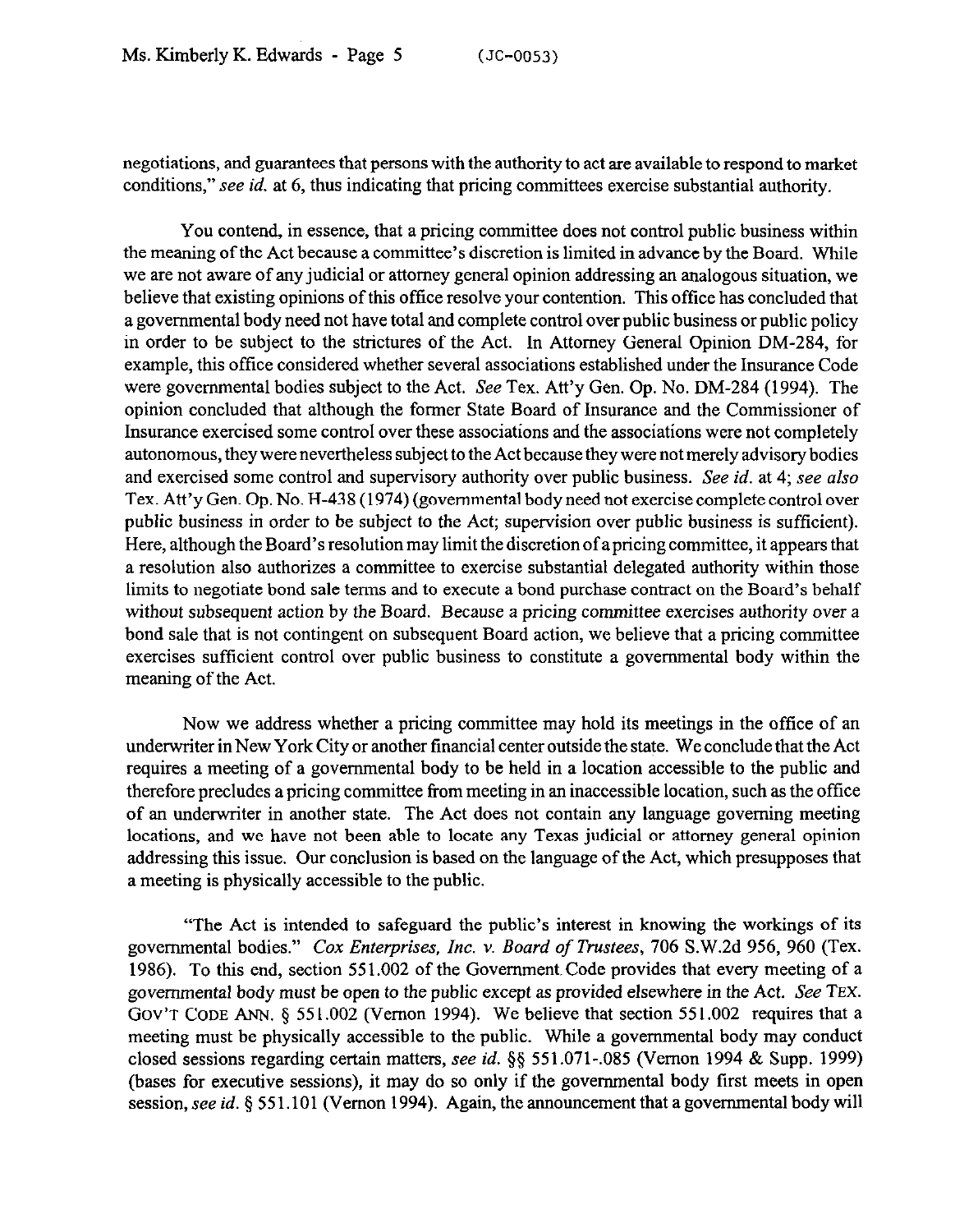negotiations, and guarantees that persons with the authority to act are available to respond to market conditions," *see id.* at 6, thus indicating that pricing committees exercise substantial authority.

You contend, in essence, that a pricing committee does not control public business within the meaning of the Act because a committee's discretion is limited in advance by the Board. While we are not aware of any judicial or attorney general opinion addressing an analogous situation, we believe that existing opinions of this office resolve your contention. This office has concluded that a governmental body need not have total and complete control over public business or public policy in order to be subject to the strictures of the Act. In Attorney General Opinion DM-284, for example, this office considered whether several associations established under the Insurance Code were governmental bodies subject to the Act. *See* Tex. Att'y Gen. Op. No. DM-284 (1994). The opinion concluded that although the former State Board of Insurance and the Commissioner of Insurance exercised some control over these associations and the associations were not completely autonomous, they were nevertheless subject to the Act because they were not merely advisory bodies and exercised some control and supervisory authority over public business. *See id.* at 4; *see also* Tex. Att'y Gen. Op. No. H-438 (1974) (governmental body need not exercise complete control over public business in order to be subject to the Act; supervision over public business is sufficient). Here, although the Board's resolution may limit the discretion of a pricing committee, it appears that a resolution also authorizes a committee to exercise substantial delegated authority within those limits to negotiate bond sale terms and to execute a bond purchase contract on the Board's behalf without subsequent action by the Board. Because a pricing committee exercises authority over a bond sale that is not contingent on subsequent Board action, we believe that a pricing committee exercises sufficient control over public business to constitute a governmental body within the meaning of the Act.

Now we address whether a pricing committee may hold its meetings in the office of an underwriter in New York City or another financial center outside the state. We conclude that the Act requires a meeting of a governmental body to be held in a location accessible to the public and therefore precludes a pricing committee from meeting in an inaccessible location, such as the office of an underwriter in another state. The Act does not contain any language governing meeting locations, and we have not been able to locate any Texas judicial or attorney general opinion addressing this issue. Our conclusion is based on the language of the Act, which presupposes that a meeting is physically accessible to the public.

"The Act is intended to safeguard the public's interest in knowing the workings of its governmental bodies." *Cox Enterprises, Inc. v. Board of Trustees*, 706 S.W.2d 956, 960 (Tex. 1986). To this end, section 551.002 of the Government Code provides that every meeting of a governmental body must be open to the public except as provided elsewhere in the Act. *See* TEX. GOV'T CODE ANN. § 551.002 (Vernon 1994). We believe that section 551.002 requires that a meeting must be physically accessible to the public. While a governmental body may conduct closed sessions regarding certain matters, *see id.* §§ 551.071-.085 (Vernon 1994 & Supp. 1999) (bases for executive sessions), it may do so only if the governmental body first meets in open session, *see id.* § 551.101 (Vernon 1994). Again, the announcement that a governmental body will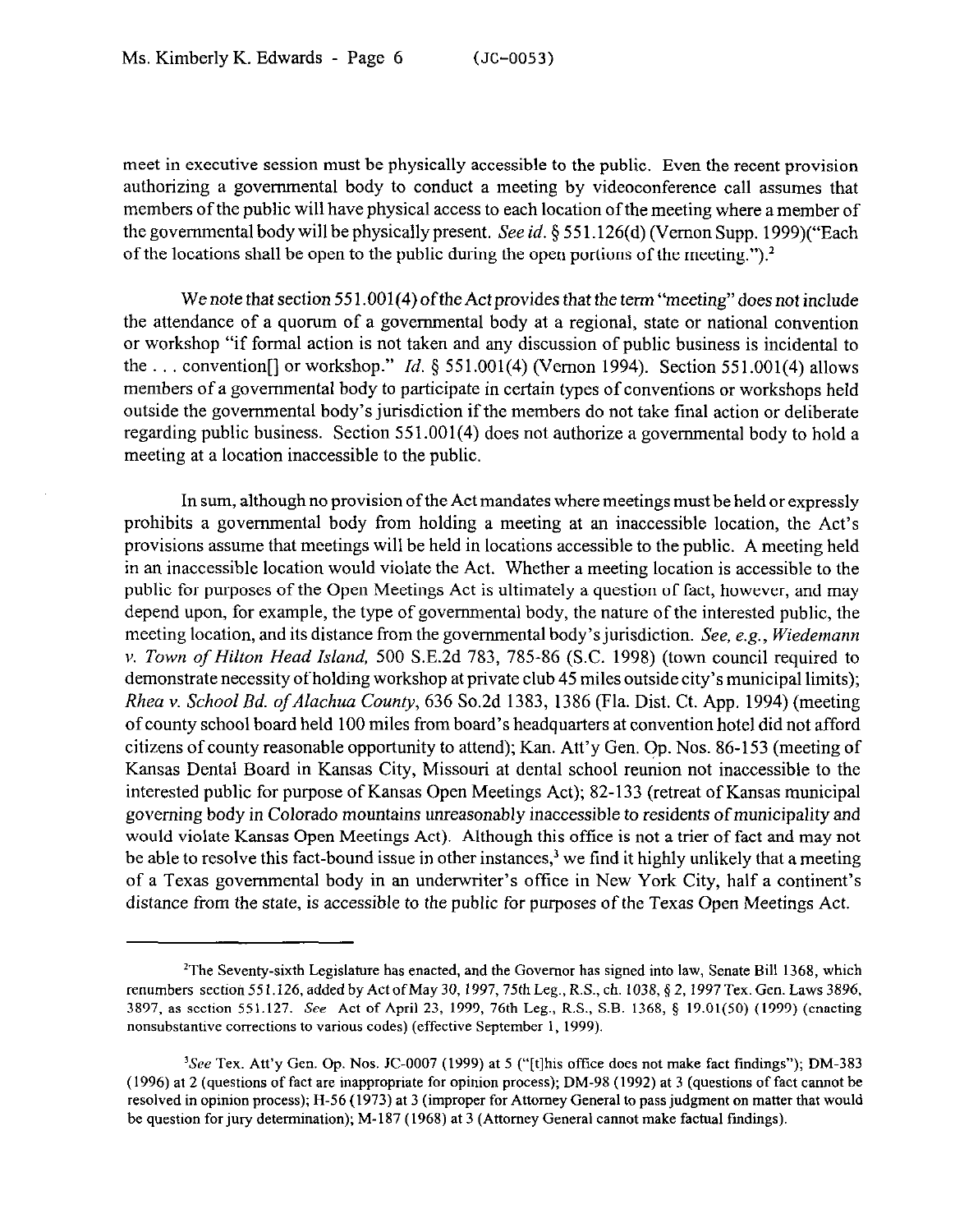meet in executive session must be physically accessible to the public. Even the recent provision authorizing a governmental body to conduct a meeting by videoconference call assumes that members of the public will have physical access to each location of the meeting where a member of the governmental body will be physically present. *See id.* § 551.126(d) (Vernon Supp. 1999)("Each of the locations shall be open to the public during the open portions of the meeting.").[2]

We note that section 551.001(4) of the Act provides that the term "meeting" does not include the attendance of a quorum of a governmental body at a regional, state or national convention or workshop "if formal action is not taken and any discussion of public business is incidental to the . . . convention[] or workshop." *Id.* § 551.001(4) (Vernon 1994). Section 551.001(4) allows members of a governmental body to participate in certain types of conventions or workshops held outside the governmental body's jurisdiction if the members do not take final action or deliberate regarding public business. Section 551.001(4) does not authorize a governmental body to hold a meeting at a location inaccessible to the public.

In sum, although no provision of the Act mandates where meetings must be held or expressly prohibits a governmental body from holding a meeting at an inaccessible location, the Act's provisions assume that meetings will be held in locations accessible to the public. A meeting held in an inaccessible location would violate the Act. Whether a meeting location is accessible to the public for purposes of the Open Meetings Act is ultimately a question of fact, however, and may depend upon, for example, the type of governmental body, the nature of the interested public, the meeting location, and its distance from the governmental body's jurisdiction. *See, e.g., Wiedemann v. Town of Hilton Head Island*, 500 S.E.2d 783, 785-86 (S.C. 1998) (town council required to demonstrate necessity of holding workshop at private club 45 miles outside city's municipal limits); *Rhea v. School Bd. of Alachua County*, 636 So.2d 1383, 1386 (Fla. Dist. Ct. App. 1994) (meeting of county school board held 100 miles from board's headquarters at convention hotel did not afford citizens of county reasonable opportunity to attend); Kan. Att'y Gen. Op. Nos. 86-153 (meeting of Kansas Dental Board in Kansas City, Missouri at dental school reunion not inaccessible to the interested public for purpose of Kansas Open Meetings Act); 82-133 (retreat of Kansas municipal governing body in Colorado mountains unreasonably inaccessible to residents of municipality and would violate Kansas Open Meetings Act). Although this office is not a trier of fact and may not be able to resolve this fact-bound issue in other instances,[3] we find it highly unlikely that a meeting of a Texas governmental body in an underwriter's office in New York City, half a continent's distance from the state, is accessible to the public for purposes of the Texas Open Meetings Act.

---

[2]The Seventy-sixth Legislature has enacted, and the Governor has signed into law, Senate Bill 1368, which renumbers section 551.126, added by Act of May 30, 1997, 75th Leg., R.S., ch. 1038, § 2, 1997 Tex. Gen. Laws 3896, 3897, as section 551.127. *See* Act of April 23, 1999, 76th Leg., R.S., S.B. 1368, § 19.01(50) (1999) (enacting nonsubstantive corrections to various codes) (effective September 1, 1999).

[3]*See* Tex. Att'y Gen. Op. Nos. JC-0007 (1999) at 5 ("[t]his office does not make fact findings"); DM-383 (1996) at 2 (questions of fact are inappropriate for opinion process); DM-98 (1992) at 3 (questions of fact cannot be resolved in opinion process); H-56 (1973) at 3 (improper for Attorney General to pass judgment on matter that would be question for jury determination); M-187 (1968) at 3 (Attorney General cannot make factual findings).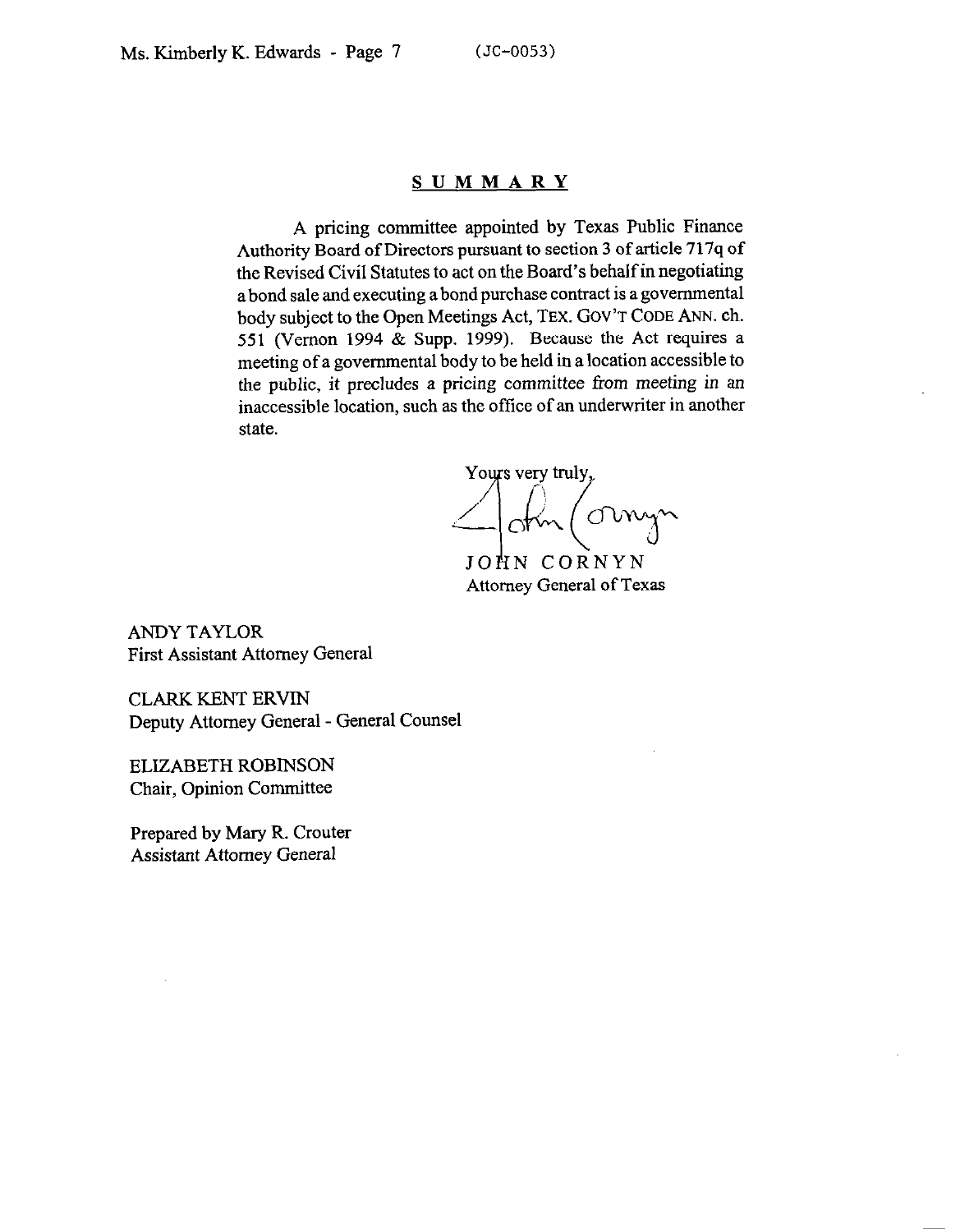## SUMMARY

A pricing committee appointed by Texas Public Finance Authority Board of Directors pursuant to section 3 of article 717q of the Revised Civil Statutes to act on the Board's behalf in negotiating a bond sale and executing a bond purchase contract is a governmental body subject to the Open Meetings Act, TEX. GOV'T CODE ANN. ch. 551 (Vernon 1994 & Supp. 1999). Because the Act requires a meeting of a governmental body to be held in a location accessible to the public, it precludes a pricing committee from meeting in an inaccessible location, such as the office of an underwriter in another state.

Yours very truly,

JOHN CORNYN
Attorney General of Texas

ANDY TAYLOR
First Assistant Attorney General

CLARK KENT ERVIN
Deputy Attorney General - General Counsel

ELIZABETH ROBINSON
Chair, Opinion Committee

Prepared by Mary R. Crouter
Assistant Attorney General